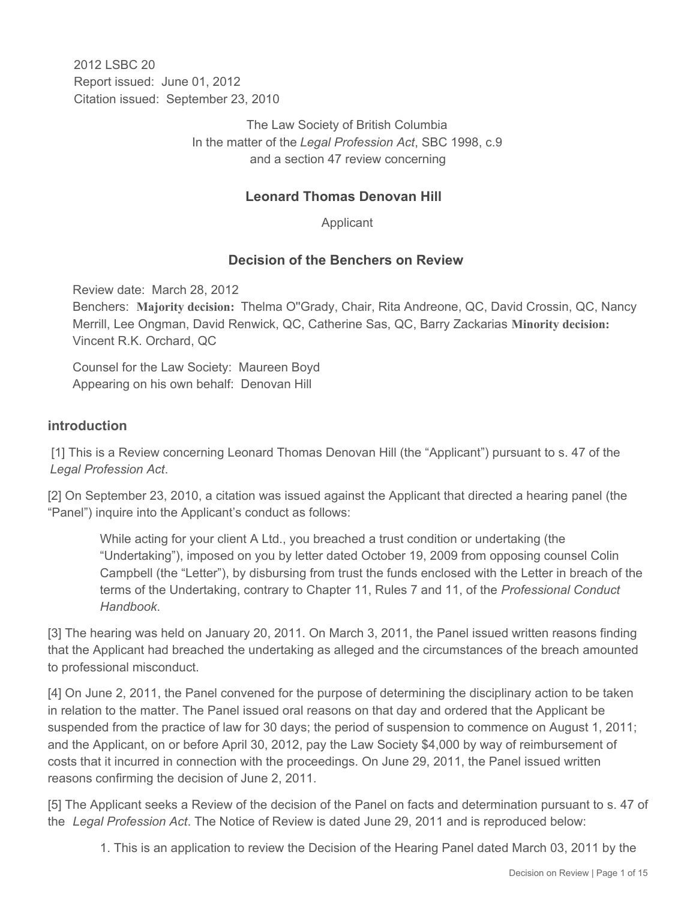2012 LSBC 20
Report issued: June 01, 2012
Citation issued: September 23, 2010

The Law Society of British Columbia
In the matter of the *Legal Profession Act*, SBC 1998, c.9
and a section 47 review concerning

**Leonard Thomas Denovan Hill**

Applicant

## Decision of the Benchers on Review

Review date: March 28, 2012
Benchers: **Majority decision:** Thelma O''Grady, Chair, Rita Andreone, QC, David Crossin, QC, Nancy Merrill, Lee Ongman, David Renwick, QC, Catherine Sas, QC, Barry Zackarias **Minority decision:** Vincent R.K. Orchard, QC

Counsel for the Law Society: Maureen Boyd
Appearing on his own behalf: Denovan Hill

### introduction

[1] This is a Review concerning Leonard Thomas Denovan Hill (the "Applicant") pursuant to s. 47 of the *Legal Profession Act*.

[2] On September 23, 2010, a citation was issued against the Applicant that directed a hearing panel (the "Panel") inquire into the Applicant's conduct as follows:

> While acting for your client A Ltd., you breached a trust condition or undertaking (the "Undertaking"), imposed on you by letter dated October 19, 2009 from opposing counsel Colin Campbell (the "Letter"), by disbursing from trust the funds enclosed with the Letter in breach of the terms of the Undertaking, contrary to Chapter 11, Rules 7 and 11, of the *Professional Conduct Handbook*.

[3] The hearing was held on January 20, 2011. On March 3, 2011, the Panel issued written reasons finding that the Applicant had breached the undertaking as alleged and the circumstances of the breach amounted to professional misconduct.

[4] On June 2, 2011, the Panel convened for the purpose of determining the disciplinary action to be taken in relation to the matter. The Panel issued oral reasons on that day and ordered that the Applicant be suspended from the practice of law for 30 days; the period of suspension to commence on August 1, 2011; and the Applicant, on or before April 30, 2012, pay the Law Society $4,000 by way of reimbursement of costs that it incurred in connection with the proceedings. On June 29, 2011, the Panel issued written reasons confirming the decision of June 2, 2011.

[5] The Applicant seeks a Review of the decision of the Panel on facts and determination pursuant to s. 47 of the *Legal Profession Act*. The Notice of Review is dated June 29, 2011 and is reproduced below:

> 1. This is an application to review the Decision of the Hearing Panel dated March 03, 2011 by the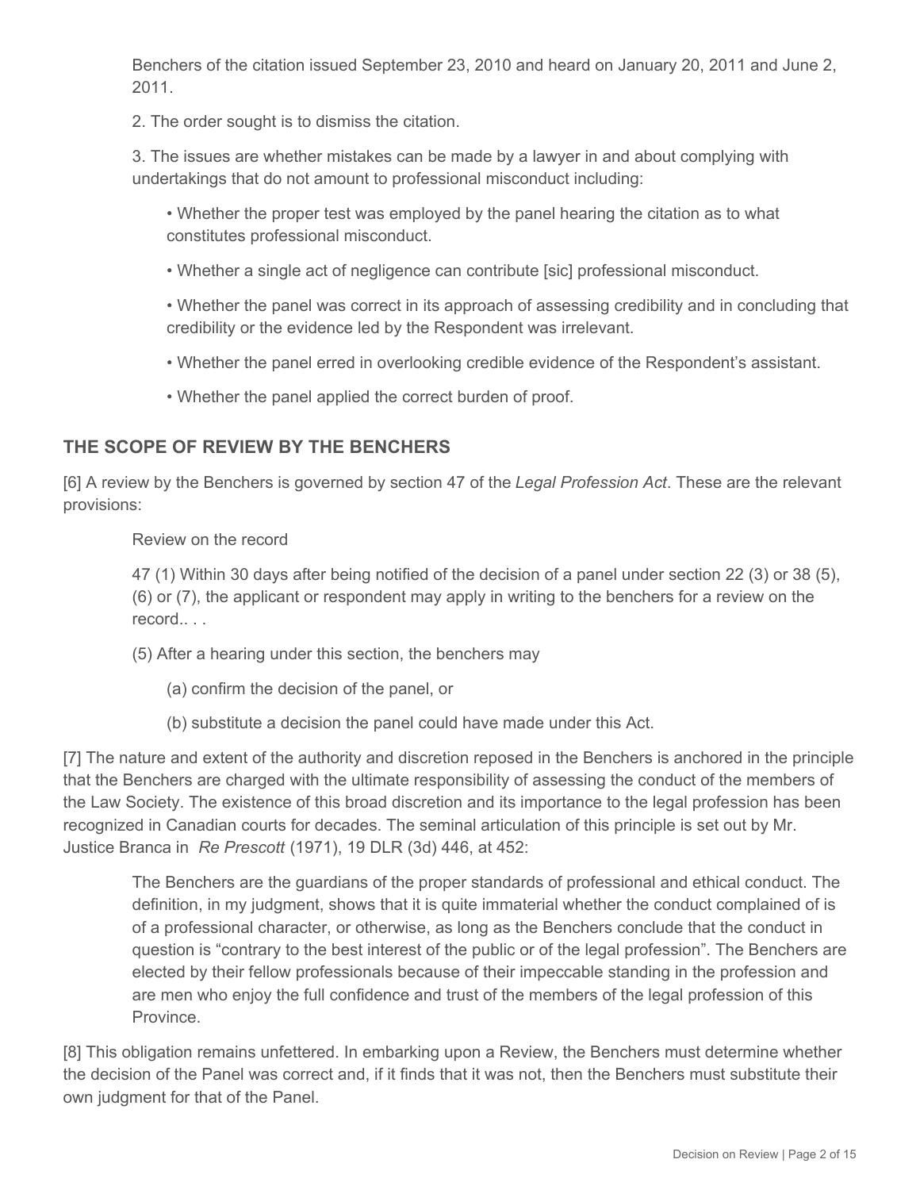Benchers of the citation issued September 23, 2010 and heard on January 20, 2011 and June 2, 2011.

2. The order sought is to dismiss the citation.

3. The issues are whether mistakes can be made by a lawyer in and about complying with undertakings that do not amount to professional misconduct including:

- Whether the proper test was employed by the panel hearing the citation as to what constitutes professional misconduct.
- Whether a single act of negligence can contribute [sic] professional misconduct.
- Whether the panel was correct in its approach of assessing credibility and in concluding that credibility or the evidence led by the Respondent was irrelevant.
- Whether the panel erred in overlooking credible evidence of the Respondent's assistant.
- Whether the panel applied the correct burden of proof.

## THE SCOPE OF REVIEW BY THE BENCHERS

[6] A review by the Benchers is governed by section 47 of the *Legal Profession Act*. These are the relevant provisions:

> Review on the record
>
> 47 (1) Within 30 days after being notified of the decision of a panel under section 22 (3) or 38 (5), (6) or (7), the applicant or respondent may apply in writing to the benchers for a review on the record.. . .
>
> (5) After a hearing under this section, the benchers may
>
> (a) confirm the decision of the panel, or
>
> (b) substitute a decision the panel could have made under this Act.

[7] The nature and extent of the authority and discretion reposed in the Benchers is anchored in the principle that the Benchers are charged with the ultimate responsibility of assessing the conduct of the members of the Law Society. The existence of this broad discretion and its importance to the legal profession has been recognized in Canadian courts for decades. The seminal articulation of this principle is set out by Mr. Justice Branca in *Re Prescott* (1971), 19 DLR (3d) 446, at 452:

> The Benchers are the guardians of the proper standards of professional and ethical conduct. The definition, in my judgment, shows that it is quite immaterial whether the conduct complained of is of a professional character, or otherwise, as long as the Benchers conclude that the conduct in question is "contrary to the best interest of the public or of the legal profession". The Benchers are elected by their fellow professionals because of their impeccable standing in the profession and are men who enjoy the full confidence and trust of the members of the legal profession of this Province.

[8] This obligation remains unfettered. In embarking upon a Review, the Benchers must determine whether the decision of the Panel was correct and, if it finds that it was not, then the Benchers must substitute their own judgment for that of the Panel.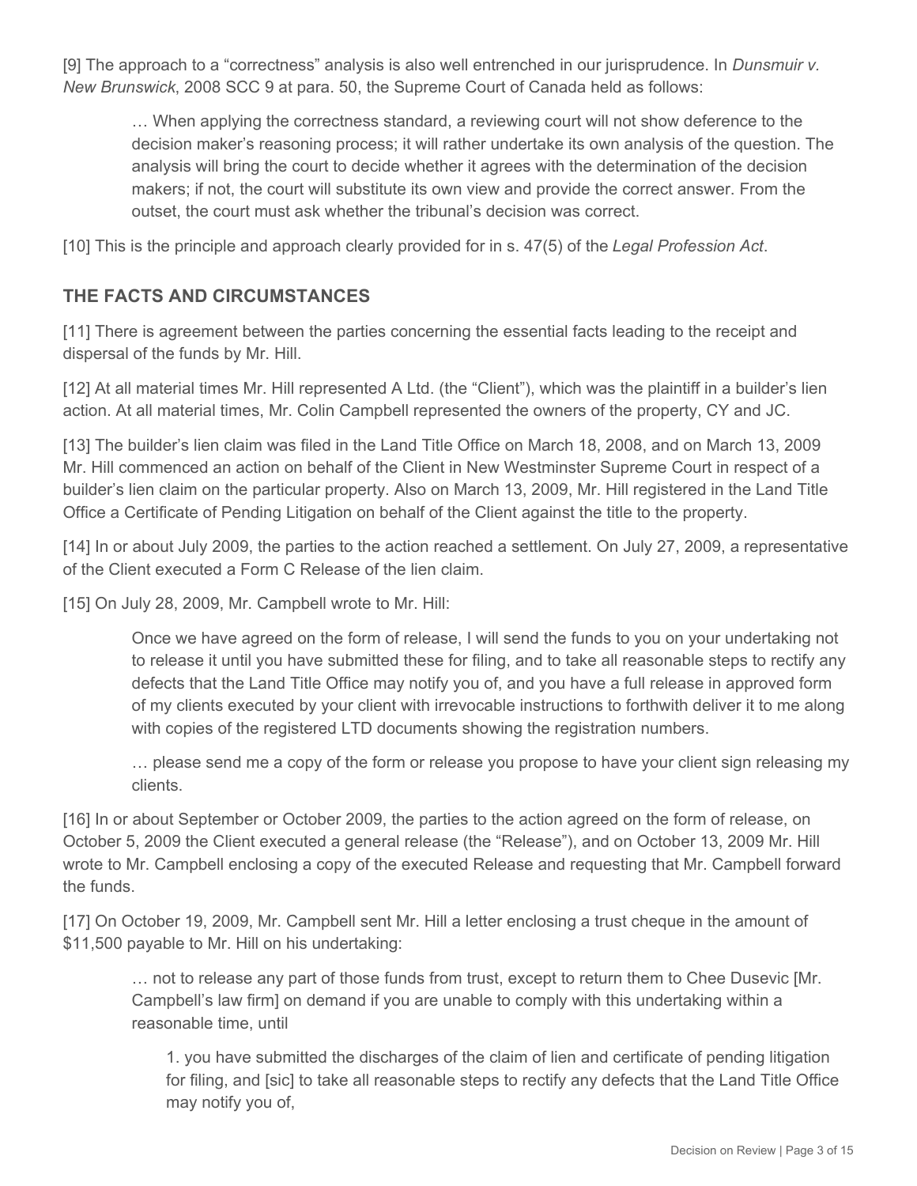[9] The approach to a "correctness" analysis is also well entrenched in our jurisprudence. In *Dunsmuir v. New Brunswick*, 2008 SCC 9 at para. 50, the Supreme Court of Canada held as follows:

> … When applying the correctness standard, a reviewing court will not show deference to the decision maker's reasoning process; it will rather undertake its own analysis of the question. The analysis will bring the court to decide whether it agrees with the determination of the decision makers; if not, the court will substitute its own view and provide the correct answer. From the outset, the court must ask whether the tribunal's decision was correct.

[10] This is the principle and approach clearly provided for in s. 47(5) of the *Legal Profession Act*.

## THE FACTS AND CIRCUMSTANCES

[11] There is agreement between the parties concerning the essential facts leading to the receipt and dispersal of the funds by Mr. Hill.

[12] At all material times Mr. Hill represented A Ltd. (the "Client"), which was the plaintiff in a builder's lien action. At all material times, Mr. Colin Campbell represented the owners of the property, CY and JC.

[13] The builder's lien claim was filed in the Land Title Office on March 18, 2008, and on March 13, 2009 Mr. Hill commenced an action on behalf of the Client in New Westminster Supreme Court in respect of a builder's lien claim on the particular property. Also on March 13, 2009, Mr. Hill registered in the Land Title Office a Certificate of Pending Litigation on behalf of the Client against the title to the property.

[14] In or about July 2009, the parties to the action reached a settlement. On July 27, 2009, a representative of the Client executed a Form C Release of the lien claim.

[15] On July 28, 2009, Mr. Campbell wrote to Mr. Hill:

> Once we have agreed on the form of release, I will send the funds to you on your undertaking not to release it until you have submitted these for filing, and to take all reasonable steps to rectify any defects that the Land Title Office may notify you of, and you have a full release in approved form of my clients executed by your client with irrevocable instructions to forthwith deliver it to me along with copies of the registered LTD documents showing the registration numbers.
>
> … please send me a copy of the form or release you propose to have your client sign releasing my clients.

[16] In or about September or October 2009, the parties to the action agreed on the form of release, on October 5, 2009 the Client executed a general release (the "Release"), and on October 13, 2009 Mr. Hill wrote to Mr. Campbell enclosing a copy of the executed Release and requesting that Mr. Campbell forward the funds.

[17] On October 19, 2009, Mr. Campbell sent Mr. Hill a letter enclosing a trust cheque in the amount of $11,500 payable to Mr. Hill on his undertaking:

> … not to release any part of those funds from trust, except to return them to Chee Dusevic [Mr. Campbell's law firm] on demand if you are unable to comply with this undertaking within a reasonable time, until
>
> > 1. you have submitted the discharges of the claim of lien and certificate of pending litigation for filing, and [sic] to take all reasonable steps to rectify any defects that the Land Title Office may notify you of,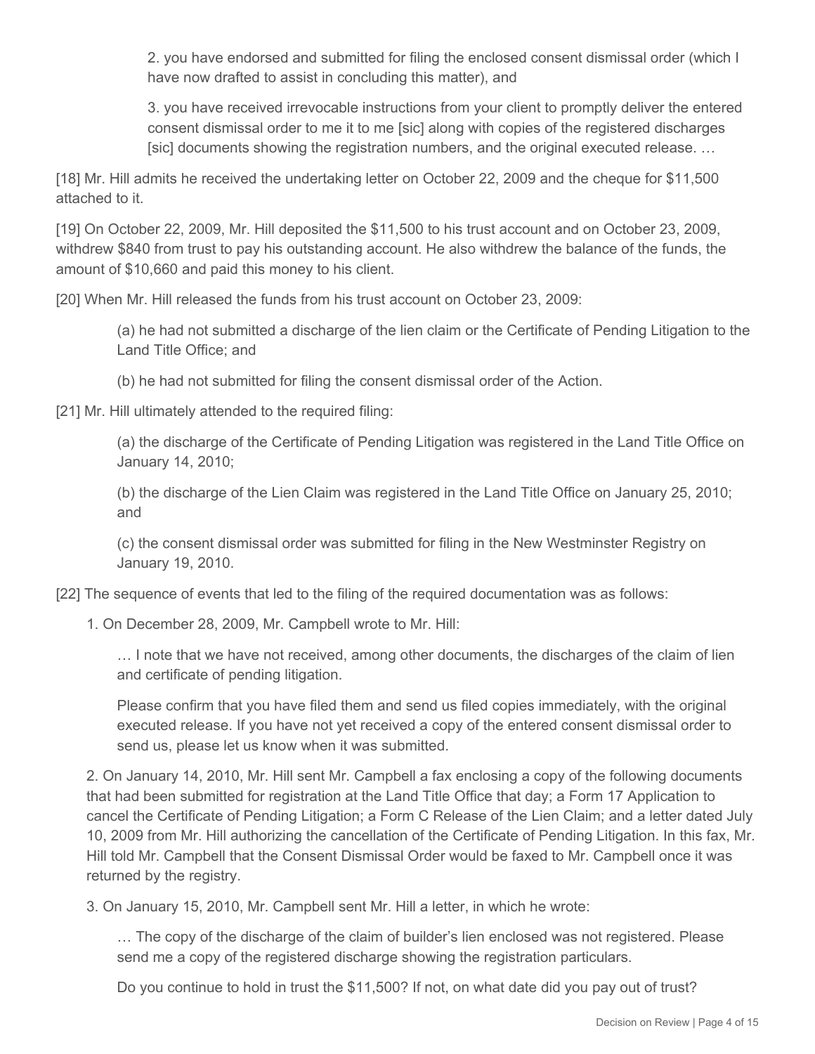> 2. you have endorsed and submitted for filing the enclosed consent dismissal order (which I have now drafted to assist in concluding this matter), and
>
> 3. you have received irrevocable instructions from your client to promptly deliver the entered consent dismissal order to me it to me [sic] along with copies of the registered discharges [sic] documents showing the registration numbers, and the original executed release. …

[18] Mr. Hill admits he received the undertaking letter on October 22, 2009 and the cheque for $11,500 attached to it.

[19] On October 22, 2009, Mr. Hill deposited the $11,500 to his trust account and on October 23, 2009, withdrew $840 from trust to pay his outstanding account. He also withdrew the balance of the funds, the amount of $10,660 and paid this money to his client.

[20] When Mr. Hill released the funds from his trust account on October 23, 2009:

> (a) he had not submitted a discharge of the lien claim or the Certificate of Pending Litigation to the Land Title Office; and
>
> (b) he had not submitted for filing the consent dismissal order of the Action.

[21] Mr. Hill ultimately attended to the required filing:

> (a) the discharge of the Certificate of Pending Litigation was registered in the Land Title Office on January 14, 2010;
>
> (b) the discharge of the Lien Claim was registered in the Land Title Office on January 25, 2010; and
>
> (c) the consent dismissal order was submitted for filing in the New Westminster Registry on January 19, 2010.

[22] The sequence of events that led to the filing of the required documentation was as follows:

1. On December 28, 2009, Mr. Campbell wrote to Mr. Hill:

   > … I note that we have not received, among other documents, the discharges of the claim of lien and certificate of pending litigation.
   >
   > Please confirm that you have filed them and send us filed copies immediately, with the original executed release. If you have not yet received a copy of the entered consent dismissal order to send us, please let us know when it was submitted.

2. On January 14, 2010, Mr. Hill sent Mr. Campbell a fax enclosing a copy of the following documents that had been submitted for registration at the Land Title Office that day; a Form 17 Application to cancel the Certificate of Pending Litigation; a Form C Release of the Lien Claim; and a letter dated July 10, 2009 from Mr. Hill authorizing the cancellation of the Certificate of Pending Litigation. In this fax, Mr. Hill told Mr. Campbell that the Consent Dismissal Order would be faxed to Mr. Campbell once it was returned by the registry.

3. On January 15, 2010, Mr. Campbell sent Mr. Hill a letter, in which he wrote:

   > … The copy of the discharge of the claim of builder's lien enclosed was not registered. Please send me a copy of the registered discharge showing the registration particulars.
   >
   > Do you continue to hold in trust the $11,500? If not, on what date did you pay out of trust?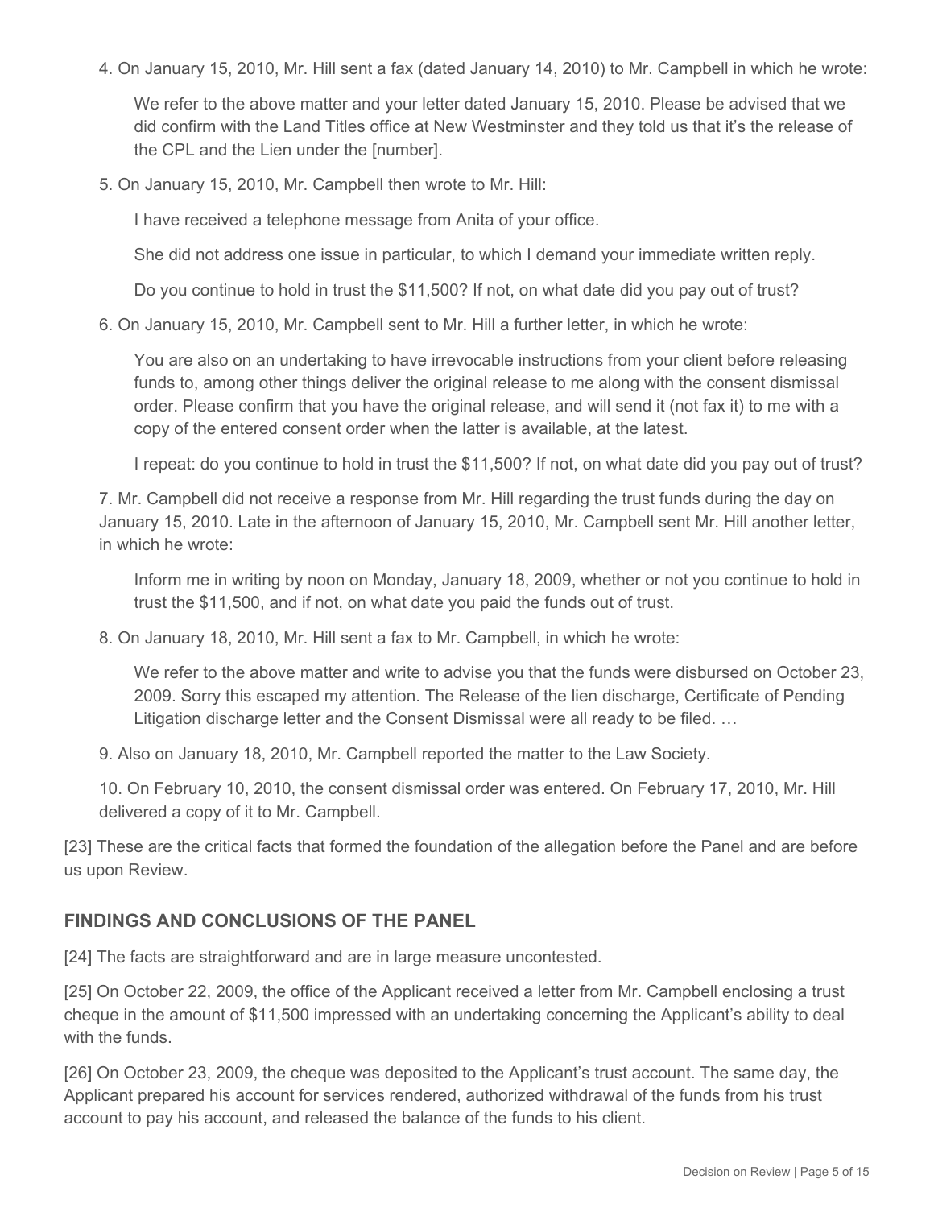4. On January 15, 2010, Mr. Hill sent a fax (dated January 14, 2010) to Mr. Campbell in which he wrote:

> We refer to the above matter and your letter dated January 15, 2010. Please be advised that we did confirm with the Land Titles office at New Westminster and they told us that it's the release of the CPL and the Lien under the [number].

5. On January 15, 2010, Mr. Campbell then wrote to Mr. Hill:

> I have received a telephone message from Anita of your office.
>
> She did not address one issue in particular, to which I demand your immediate written reply.
>
> Do you continue to hold in trust the $11,500? If not, on what date did you pay out of trust?

6. On January 15, 2010, Mr. Campbell sent to Mr. Hill a further letter, in which he wrote:

> You are also on an undertaking to have irrevocable instructions from your client before releasing funds to, among other things deliver the original release to me along with the consent dismissal order. Please confirm that you have the original release, and will send it (not fax it) to me with a copy of the entered consent order when the latter is available, at the latest.
>
> I repeat: do you continue to hold in trust the $11,500? If not, on what date did you pay out of trust?

7. Mr. Campbell did not receive a response from Mr. Hill regarding the trust funds during the day on January 15, 2010. Late in the afternoon of January 15, 2010, Mr. Campbell sent Mr. Hill another letter, in which he wrote:

> Inform me in writing by noon on Monday, January 18, 2009, whether or not you continue to hold in trust the $11,500, and if not, on what date you paid the funds out of trust.

8. On January 18, 2010, Mr. Hill sent a fax to Mr. Campbell, in which he wrote:

> We refer to the above matter and write to advise you that the funds were disbursed on October 23, 2009. Sorry this escaped my attention. The Release of the lien discharge, Certificate of Pending Litigation discharge letter and the Consent Dismissal were all ready to be filed. …

9. Also on January 18, 2010, Mr. Campbell reported the matter to the Law Society.

10. On February 10, 2010, the consent dismissal order was entered. On February 17, 2010, Mr. Hill delivered a copy of it to Mr. Campbell.

[23] These are the critical facts that formed the foundation of the allegation before the Panel and are before us upon Review.

## FINDINGS AND CONCLUSIONS OF THE PANEL

[24] The facts are straightforward and are in large measure uncontested.

[25] On October 22, 2009, the office of the Applicant received a letter from Mr. Campbell enclosing a trust cheque in the amount of $11,500 impressed with an undertaking concerning the Applicant's ability to deal with the funds.

[26] On October 23, 2009, the cheque was deposited to the Applicant's trust account. The same day, the Applicant prepared his account for services rendered, authorized withdrawal of the funds from his trust account to pay his account, and released the balance of the funds to his client.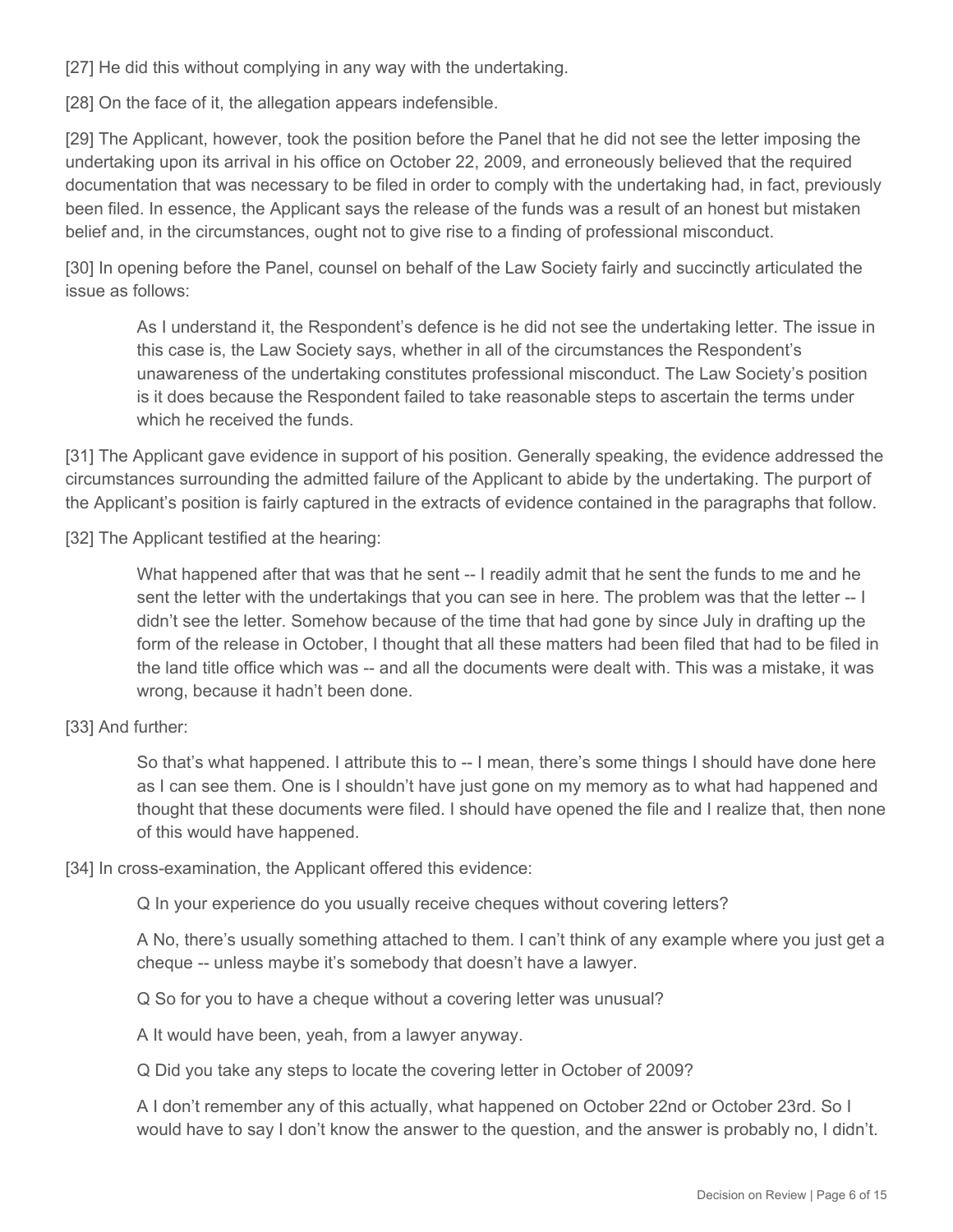[27] He did this without complying in any way with the undertaking.

[28] On the face of it, the allegation appears indefensible.

[29] The Applicant, however, took the position before the Panel that he did not see the letter imposing the undertaking upon its arrival in his office on October 22, 2009, and erroneously believed that the required documentation that was necessary to be filed in order to comply with the undertaking had, in fact, previously been filed. In essence, the Applicant says the release of the funds was a result of an honest but mistaken belief and, in the circumstances, ought not to give rise to a finding of professional misconduct.

[30] In opening before the Panel, counsel on behalf of the Law Society fairly and succinctly articulated the issue as follows:

> As I understand it, the Respondent's defence is he did not see the undertaking letter. The issue in this case is, the Law Society says, whether in all of the circumstances the Respondent's unawareness of the undertaking constitutes professional misconduct. The Law Society's position is it does because the Respondent failed to take reasonable steps to ascertain the terms under which he received the funds.

[31] The Applicant gave evidence in support of his position. Generally speaking, the evidence addressed the circumstances surrounding the admitted failure of the Applicant to abide by the undertaking. The purport of the Applicant's position is fairly captured in the extracts of evidence contained in the paragraphs that follow.

[32] The Applicant testified at the hearing:

> What happened after that was that he sent -- I readily admit that he sent the funds to me and he sent the letter with the undertakings that you can see in here. The problem was that the letter -- I didn't see the letter. Somehow because of the time that had gone by since July in drafting up the form of the release in October, I thought that all these matters had been filed that had to be filed in the land title office which was -- and all the documents were dealt with. This was a mistake, it was wrong, because it hadn't been done.

[33] And further:

> So that's what happened. I attribute this to -- I mean, there's some things I should have done here as I can see them. One is I shouldn't have just gone on my memory as to what had happened and thought that these documents were filed. I should have opened the file and I realize that, then none of this would have happened.

[34] In cross-examination, the Applicant offered this evidence:

> Q In your experience do you usually receive cheques without covering letters?
>
> A No, there's usually something attached to them. I can't think of any example where you just get a cheque -- unless maybe it's somebody that doesn't have a lawyer.
>
> Q So for you to have a cheque without a covering letter was unusual?
>
> A It would have been, yeah, from a lawyer anyway.
>
> Q Did you take any steps to locate the covering letter in October of 2009?
>
> A I don't remember any of this actually, what happened on October 22nd or October 23rd. So I would have to say I don't know the answer to the question, and the answer is probably no, I didn't.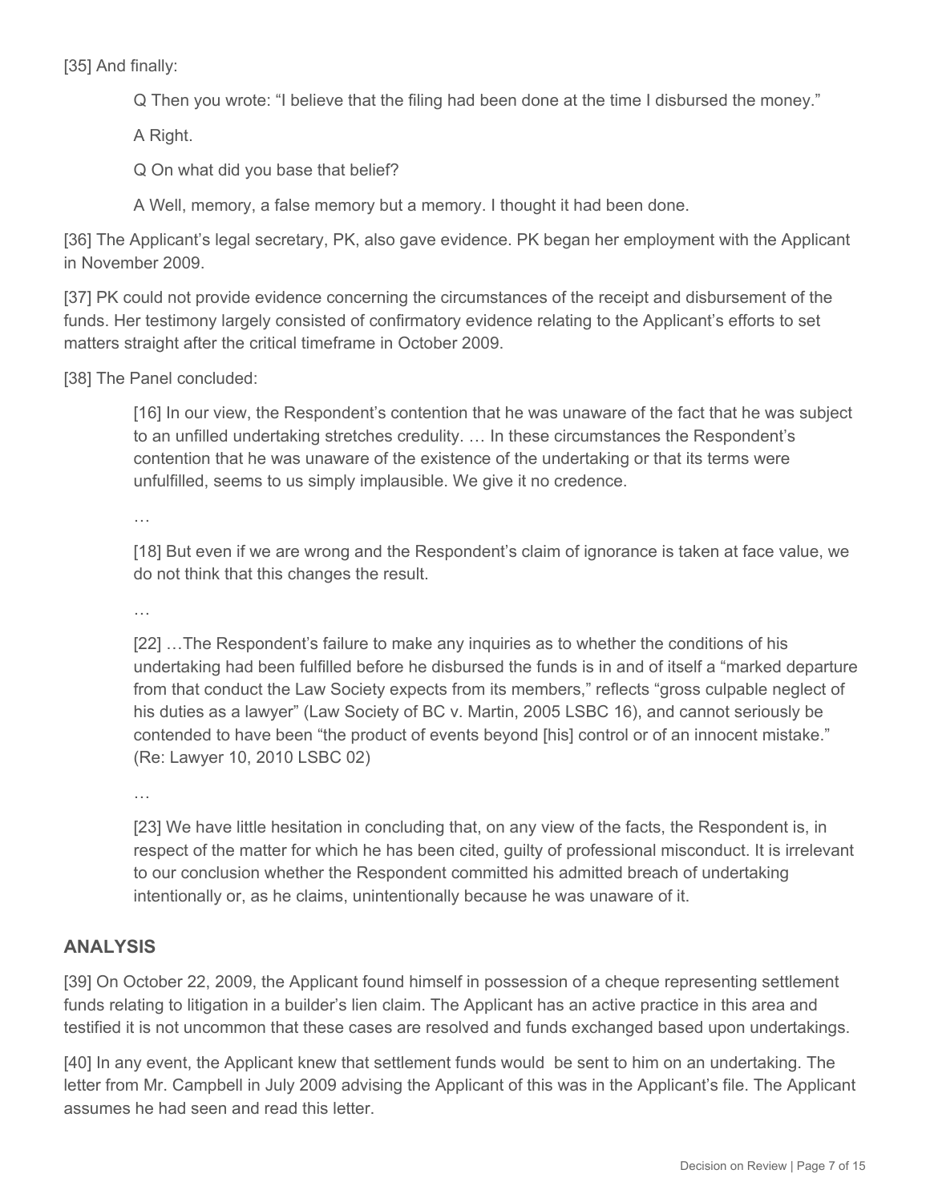[35] And finally:

> Q Then you wrote: "I believe that the filing had been done at the time I disbursed the money."
>
> A Right.
>
> Q On what did you base that belief?
>
> A Well, memory, a false memory but a memory. I thought it had been done.

[36] The Applicant's legal secretary, PK, also gave evidence. PK began her employment with the Applicant in November 2009.

[37] PK could not provide evidence concerning the circumstances of the receipt and disbursement of the funds. Her testimony largely consisted of confirmatory evidence relating to the Applicant's efforts to set matters straight after the critical timeframe in October 2009.

[38] The Panel concluded:

> [16] In our view, the Respondent's contention that he was unaware of the fact that he was subject to an unfilled undertaking stretches credulity. … In these circumstances the Respondent's contention that he was unaware of the existence of the undertaking or that its terms were unfulfilled, seems to us simply implausible. We give it no credence.
>
> …
>
> [18] But even if we are wrong and the Respondent's claim of ignorance is taken at face value, we do not think that this changes the result.
>
> …
>
> [22] …The Respondent's failure to make any inquiries as to whether the conditions of his undertaking had been fulfilled before he disbursed the funds is in and of itself a "marked departure from that conduct the Law Society expects from its members," reflects "gross culpable neglect of his duties as a lawyer" (Law Society of BC v. Martin, 2005 LSBC 16), and cannot seriously be contended to have been "the product of events beyond [his] control or of an innocent mistake." (Re: Lawyer 10, 2010 LSBC 02)
>
> …
>
> [23] We have little hesitation in concluding that, on any view of the facts, the Respondent is, in respect of the matter for which he has been cited, guilty of professional misconduct. It is irrelevant to our conclusion whether the Respondent committed his admitted breach of undertaking intentionally or, as he claims, unintentionally because he was unaware of it.

## ANALYSIS

[39] On October 22, 2009, the Applicant found himself in possession of a cheque representing settlement funds relating to litigation in a builder's lien claim. The Applicant has an active practice in this area and testified it is not uncommon that these cases are resolved and funds exchanged based upon undertakings.

[40] In any event, the Applicant knew that settlement funds would be sent to him on an undertaking. The letter from Mr. Campbell in July 2009 advising the Applicant of this was in the Applicant's file. The Applicant assumes he had seen and read this letter.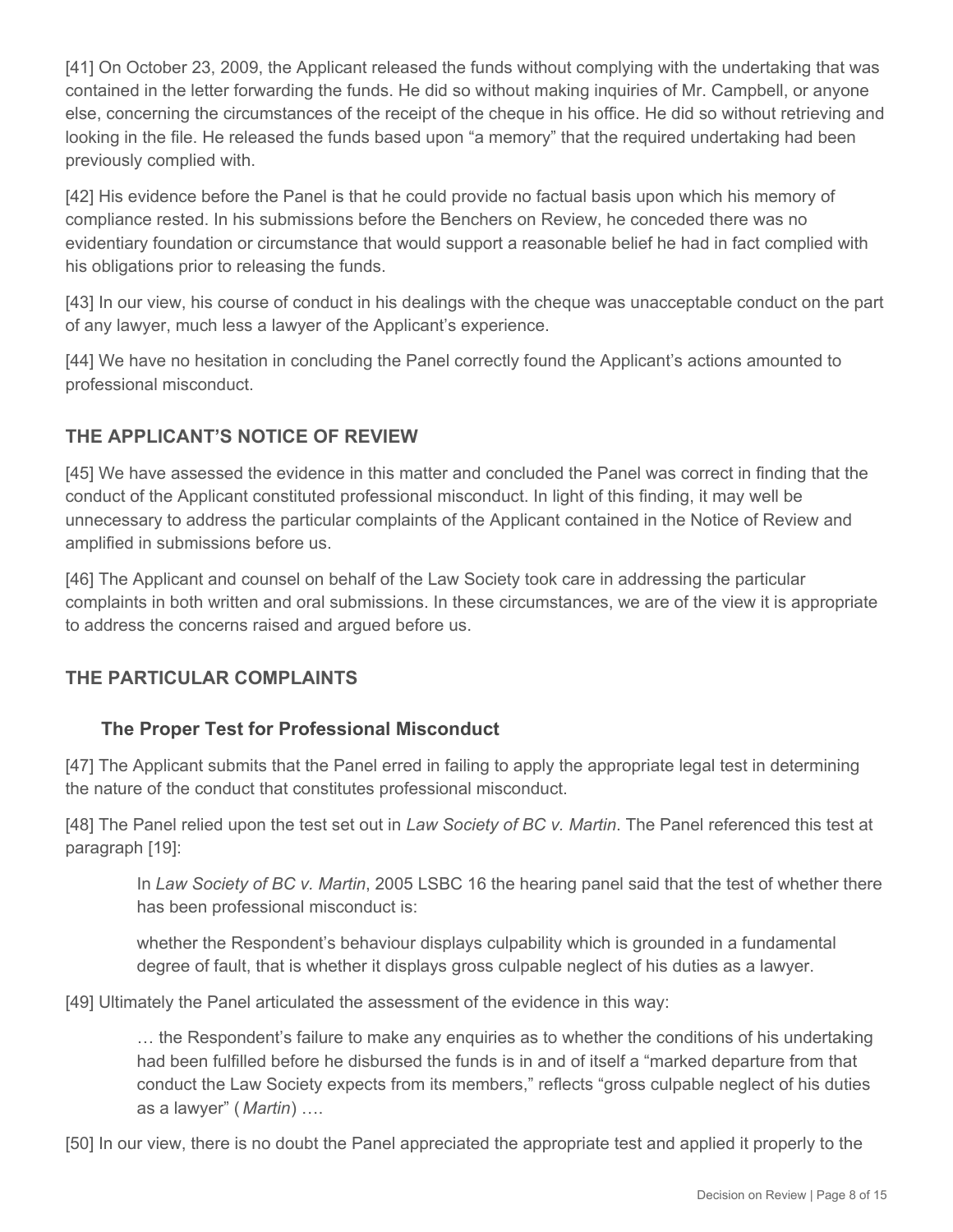[41] On October 23, 2009, the Applicant released the funds without complying with the undertaking that was contained in the letter forwarding the funds. He did so without making inquiries of Mr. Campbell, or anyone else, concerning the circumstances of the receipt of the cheque in his office. He did so without retrieving and looking in the file. He released the funds based upon "a memory" that the required undertaking had been previously complied with.

[42] His evidence before the Panel is that he could provide no factual basis upon which his memory of compliance rested. In his submissions before the Benchers on Review, he conceded there was no evidentiary foundation or circumstance that would support a reasonable belief he had in fact complied with his obligations prior to releasing the funds.

[43] In our view, his course of conduct in his dealings with the cheque was unacceptable conduct on the part of any lawyer, much less a lawyer of the Applicant's experience.

[44] We have no hesitation in concluding the Panel correctly found the Applicant's actions amounted to professional misconduct.

## THE APPLICANT'S NOTICE OF REVIEW

[45] We have assessed the evidence in this matter and concluded the Panel was correct in finding that the conduct of the Applicant constituted professional misconduct. In light of this finding, it may well be unnecessary to address the particular complaints of the Applicant contained in the Notice of Review and amplified in submissions before us.

[46] The Applicant and counsel on behalf of the Law Society took care in addressing the particular complaints in both written and oral submissions. In these circumstances, we are of the view it is appropriate to address the concerns raised and argued before us.

## THE PARTICULAR COMPLAINTS

### The Proper Test for Professional Misconduct

[47] The Applicant submits that the Panel erred in failing to apply the appropriate legal test in determining the nature of the conduct that constitutes professional misconduct.

[48] The Panel relied upon the test set out in *Law Society of BC v. Martin*. The Panel referenced this test at paragraph [19]:

> In *Law Society of BC v. Martin*, 2005 LSBC 16 the hearing panel said that the test of whether there has been professional misconduct is:
>
> whether the Respondent's behaviour displays culpability which is grounded in a fundamental degree of fault, that is whether it displays gross culpable neglect of his duties as a lawyer.

[49] Ultimately the Panel articulated the assessment of the evidence in this way:

> … the Respondent's failure to make any enquiries as to whether the conditions of his undertaking had been fulfilled before he disbursed the funds is in and of itself a "marked departure from that conduct the Law Society expects from its members," reflects "gross culpable neglect of his duties as a lawyer" ( *Martin*) ….

[50] In our view, there is no doubt the Panel appreciated the appropriate test and applied it properly to the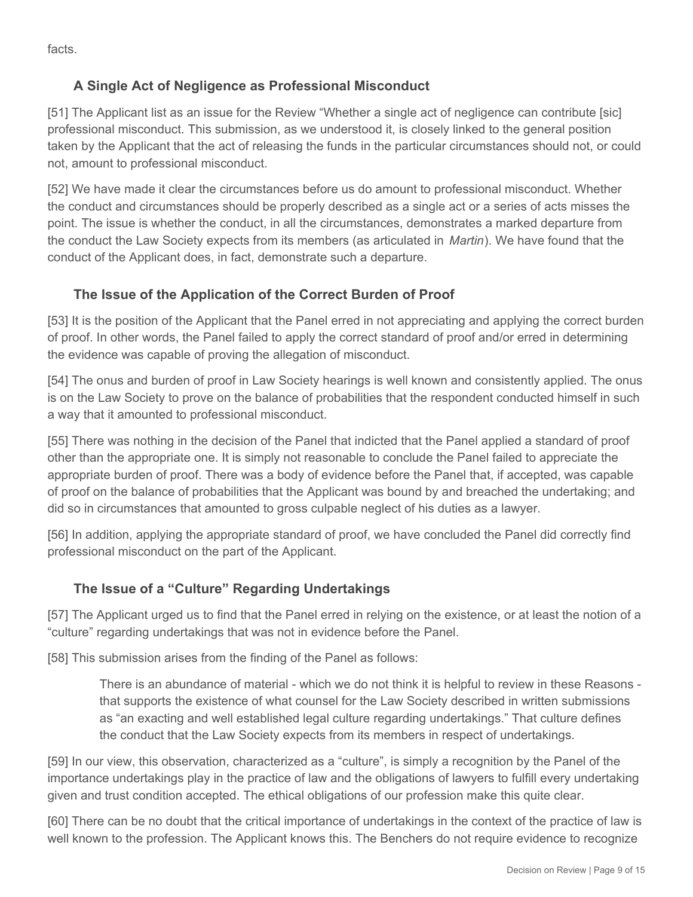facts.

## A Single Act of Negligence as Professional Misconduct

[51] The Applicant list as an issue for the Review "Whether a single act of negligence can contribute [sic] professional misconduct. This submission, as we understood it, is closely linked to the general position taken by the Applicant that the act of releasing the funds in the particular circumstances should not, or could not, amount to professional misconduct.

[52] We have made it clear the circumstances before us do amount to professional misconduct. Whether the conduct and circumstances should be properly described as a single act or a series of acts misses the point. The issue is whether the conduct, in all the circumstances, demonstrates a marked departure from the conduct the Law Society expects from its members (as articulated in *Martin*). We have found that the conduct of the Applicant does, in fact, demonstrate such a departure.

## The Issue of the Application of the Correct Burden of Proof

[53] It is the position of the Applicant that the Panel erred in not appreciating and applying the correct burden of proof. In other words, the Panel failed to apply the correct standard of proof and/or erred in determining the evidence was capable of proving the allegation of misconduct.

[54] The onus and burden of proof in Law Society hearings is well known and consistently applied. The onus is on the Law Society to prove on the balance of probabilities that the respondent conducted himself in such a way that it amounted to professional misconduct.

[55] There was nothing in the decision of the Panel that indicted that the Panel applied a standard of proof other than the appropriate one. It is simply not reasonable to conclude the Panel failed to appreciate the appropriate burden of proof. There was a body of evidence before the Panel that, if accepted, was capable of proof on the balance of probabilities that the Applicant was bound by and breached the undertaking; and did so in circumstances that amounted to gross culpable neglect of his duties as a lawyer.

[56] In addition, applying the appropriate standard of proof, we have concluded the Panel did correctly find professional misconduct on the part of the Applicant.

## The Issue of a "Culture" Regarding Undertakings

[57] The Applicant urged us to find that the Panel erred in relying on the existence, or at least the notion of a "culture" regarding undertakings that was not in evidence before the Panel.

[58] This submission arises from the finding of the Panel as follows:

> There is an abundance of material - which we do not think it is helpful to review in these Reasons - that supports the existence of what counsel for the Law Society described in written submissions as "an exacting and well established legal culture regarding undertakings." That culture defines the conduct that the Law Society expects from its members in respect of undertakings.

[59] In our view, this observation, characterized as a "culture", is simply a recognition by the Panel of the importance undertakings play in the practice of law and the obligations of lawyers to fulfill every undertaking given and trust condition accepted. The ethical obligations of our profession make this quite clear.

[60] There can be no doubt that the critical importance of undertakings in the context of the practice of law is well known to the profession. The Applicant knows this. The Benchers do not require evidence to recognize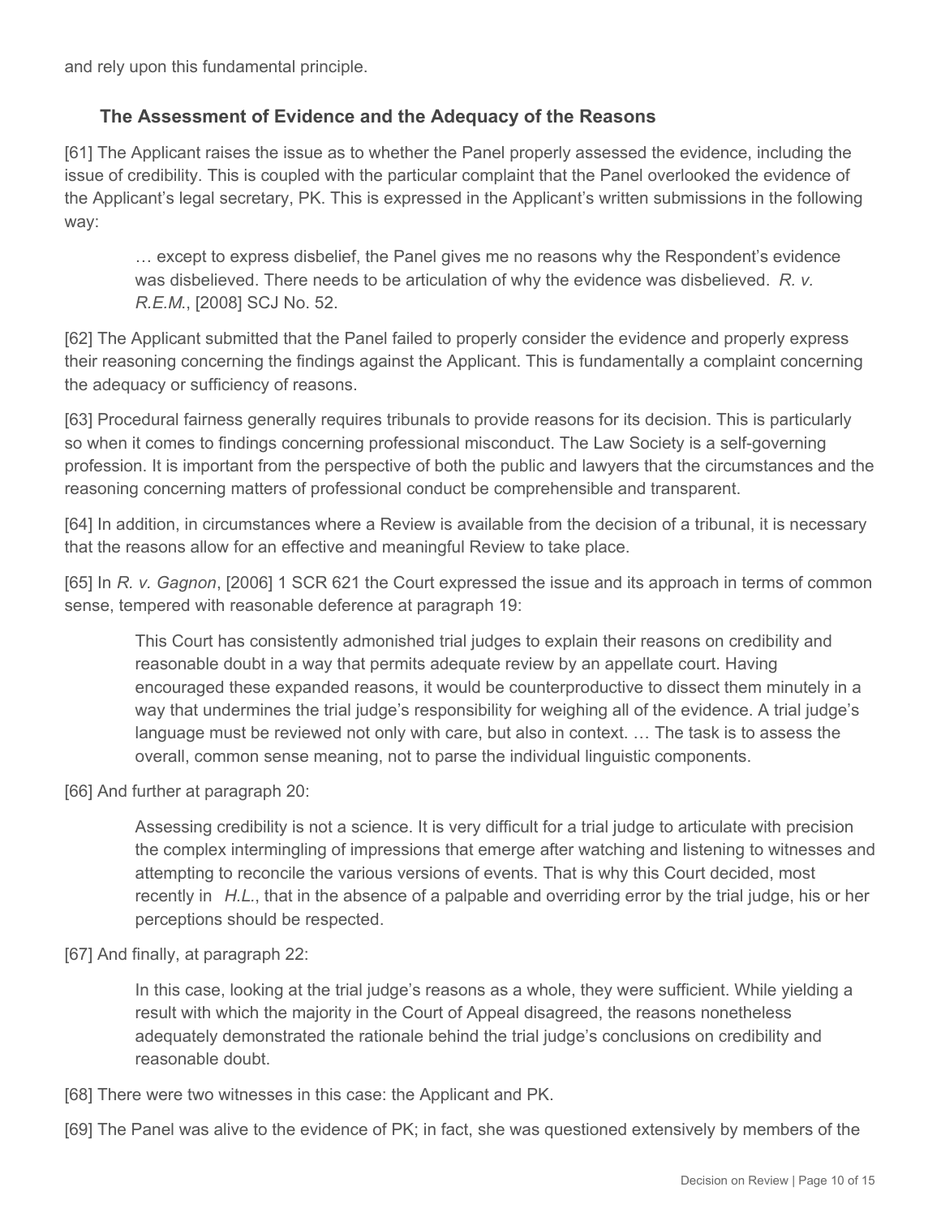and rely upon this fundamental principle.

### The Assessment of Evidence and the Adequacy of the Reasons

[61] The Applicant raises the issue as to whether the Panel properly assessed the evidence, including the issue of credibility. This is coupled with the particular complaint that the Panel overlooked the evidence of the Applicant's legal secretary, PK. This is expressed in the Applicant's written submissions in the following way:

> … except to express disbelief, the Panel gives me no reasons why the Respondent's evidence was disbelieved. There needs to be articulation of why the evidence was disbelieved. *R. v. R.E.M.*, [2008] SCJ No. 52.

[62] The Applicant submitted that the Panel failed to properly consider the evidence and properly express their reasoning concerning the findings against the Applicant. This is fundamentally a complaint concerning the adequacy or sufficiency of reasons.

[63] Procedural fairness generally requires tribunals to provide reasons for its decision. This is particularly so when it comes to findings concerning professional misconduct. The Law Society is a self-governing profession. It is important from the perspective of both the public and lawyers that the circumstances and the reasoning concerning matters of professional conduct be comprehensible and transparent.

[64] In addition, in circumstances where a Review is available from the decision of a tribunal, it is necessary that the reasons allow for an effective and meaningful Review to take place.

[65] In *R. v. Gagnon*, [2006] 1 SCR 621 the Court expressed the issue and its approach in terms of common sense, tempered with reasonable deference at paragraph 19:

> This Court has consistently admonished trial judges to explain their reasons on credibility and reasonable doubt in a way that permits adequate review by an appellate court. Having encouraged these expanded reasons, it would be counterproductive to dissect them minutely in a way that undermines the trial judge's responsibility for weighing all of the evidence. A trial judge's language must be reviewed not only with care, but also in context. … The task is to assess the overall, common sense meaning, not to parse the individual linguistic components.

[66] And further at paragraph 20:

> Assessing credibility is not a science. It is very difficult for a trial judge to articulate with precision the complex intermingling of impressions that emerge after watching and listening to witnesses and attempting to reconcile the various versions of events. That is why this Court decided, most recently in *H.L.*, that in the absence of a palpable and overriding error by the trial judge, his or her perceptions should be respected.

[67] And finally, at paragraph 22:

> In this case, looking at the trial judge's reasons as a whole, they were sufficient. While yielding a result with which the majority in the Court of Appeal disagreed, the reasons nonetheless adequately demonstrated the rationale behind the trial judge's conclusions on credibility and reasonable doubt.

[68] There were two witnesses in this case: the Applicant and PK.

[69] The Panel was alive to the evidence of PK; in fact, she was questioned extensively by members of the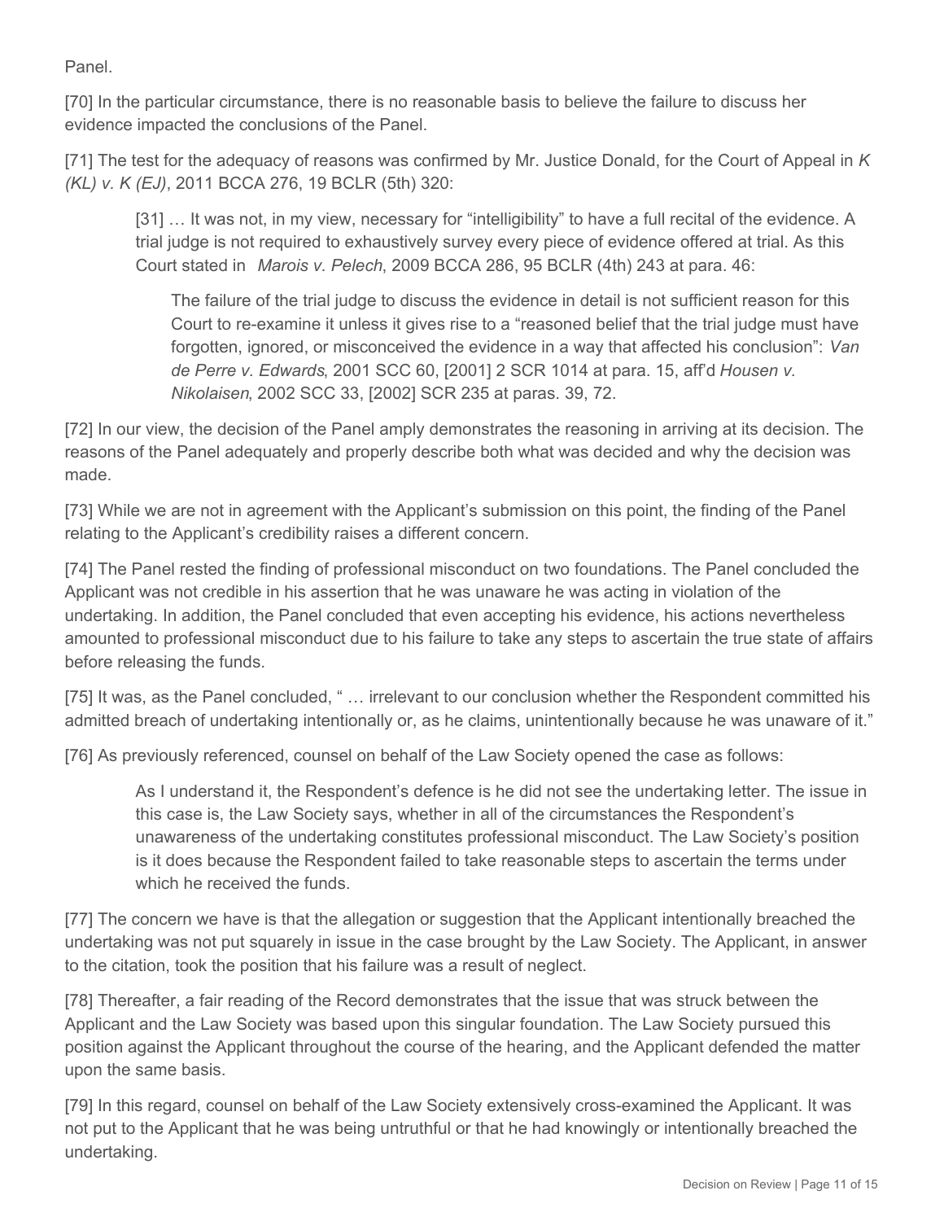Panel.

[70] In the particular circumstance, there is no reasonable basis to believe the failure to discuss her evidence impacted the conclusions of the Panel.

[71] The test for the adequacy of reasons was confirmed by Mr. Justice Donald, for the Court of Appeal in *K (KL) v. K (EJ)*, 2011 BCCA 276, 19 BCLR (5th) 320:

> [31] … It was not, in my view, necessary for "intelligibility" to have a full recital of the evidence. A trial judge is not required to exhaustively survey every piece of evidence offered at trial. As this Court stated in *Marois v. Pelech*, 2009 BCCA 286, 95 BCLR (4th) 243 at para. 46:
>
> > The failure of the trial judge to discuss the evidence in detail is not sufficient reason for this Court to re-examine it unless it gives rise to a "reasoned belief that the trial judge must have forgotten, ignored, or misconceived the evidence in a way that affected his conclusion": *Van de Perre v. Edwards*, 2001 SCC 60, [2001] 2 SCR 1014 at para. 15, aff'd *Housen v. Nikolaisen*, 2002 SCC 33, [2002] SCR 235 at paras. 39, 72.

[72] In our view, the decision of the Panel amply demonstrates the reasoning in arriving at its decision. The reasons of the Panel adequately and properly describe both what was decided and why the decision was made.

[73] While we are not in agreement with the Applicant's submission on this point, the finding of the Panel relating to the Applicant's credibility raises a different concern.

[74] The Panel rested the finding of professional misconduct on two foundations. The Panel concluded the Applicant was not credible in his assertion that he was unaware he was acting in violation of the undertaking. In addition, the Panel concluded that even accepting his evidence, his actions nevertheless amounted to professional misconduct due to his failure to take any steps to ascertain the true state of affairs before releasing the funds.

[75] It was, as the Panel concluded, " … irrelevant to our conclusion whether the Respondent committed his admitted breach of undertaking intentionally or, as he claims, unintentionally because he was unaware of it."

[76] As previously referenced, counsel on behalf of the Law Society opened the case as follows:

> As I understand it, the Respondent's defence is he did not see the undertaking letter. The issue in this case is, the Law Society says, whether in all of the circumstances the Respondent's unawareness of the undertaking constitutes professional misconduct. The Law Society's position is it does because the Respondent failed to take reasonable steps to ascertain the terms under which he received the funds.

[77] The concern we have is that the allegation or suggestion that the Applicant intentionally breached the undertaking was not put squarely in issue in the case brought by the Law Society. The Applicant, in answer to the citation, took the position that his failure was a result of neglect.

[78] Thereafter, a fair reading of the Record demonstrates that the issue that was struck between the Applicant and the Law Society was based upon this singular foundation. The Law Society pursued this position against the Applicant throughout the course of the hearing, and the Applicant defended the matter upon the same basis.

[79] In this regard, counsel on behalf of the Law Society extensively cross-examined the Applicant. It was not put to the Applicant that he was being untruthful or that he had knowingly or intentionally breached the undertaking.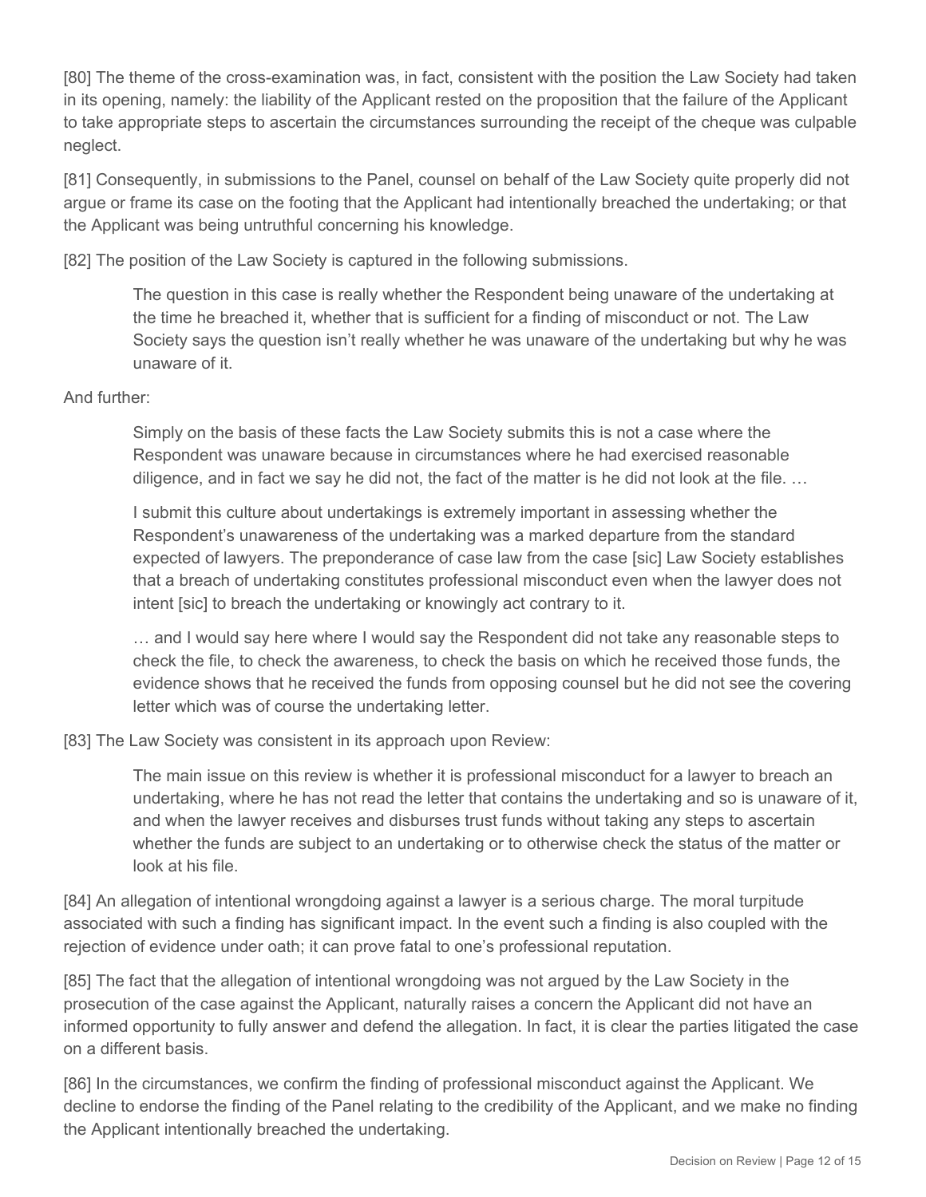[80] The theme of the cross-examination was, in fact, consistent with the position the Law Society had taken in its opening, namely: the liability of the Applicant rested on the proposition that the failure of the Applicant to take appropriate steps to ascertain the circumstances surrounding the receipt of the cheque was culpable neglect.

[81] Consequently, in submissions to the Panel, counsel on behalf of the Law Society quite properly did not argue or frame its case on the footing that the Applicant had intentionally breached the undertaking; or that the Applicant was being untruthful concerning his knowledge.

[82] The position of the Law Society is captured in the following submissions.

> The question in this case is really whether the Respondent being unaware of the undertaking at the time he breached it, whether that is sufficient for a finding of misconduct or not. The Law Society says the question isn't really whether he was unaware of the undertaking but why he was unaware of it.

And further:

> Simply on the basis of these facts the Law Society submits this is not a case where the Respondent was unaware because in circumstances where he had exercised reasonable diligence, and in fact we say he did not, the fact of the matter is he did not look at the file. …
>
> I submit this culture about undertakings is extremely important in assessing whether the Respondent's unawareness of the undertaking was a marked departure from the standard expected of lawyers. The preponderance of case law from the case [sic] Law Society establishes that a breach of undertaking constitutes professional misconduct even when the lawyer does not intent [sic] to breach the undertaking or knowingly act contrary to it.
>
> … and I would say here where I would say the Respondent did not take any reasonable steps to check the file, to check the awareness, to check the basis on which he received those funds, the evidence shows that he received the funds from opposing counsel but he did not see the covering letter which was of course the undertaking letter.

[83] The Law Society was consistent in its approach upon Review:

> The main issue on this review is whether it is professional misconduct for a lawyer to breach an undertaking, where he has not read the letter that contains the undertaking and so is unaware of it, and when the lawyer receives and disburses trust funds without taking any steps to ascertain whether the funds are subject to an undertaking or to otherwise check the status of the matter or look at his file.

[84] An allegation of intentional wrongdoing against a lawyer is a serious charge. The moral turpitude associated with such a finding has significant impact. In the event such a finding is also coupled with the rejection of evidence under oath; it can prove fatal to one's professional reputation.

[85] The fact that the allegation of intentional wrongdoing was not argued by the Law Society in the prosecution of the case against the Applicant, naturally raises a concern the Applicant did not have an informed opportunity to fully answer and defend the allegation. In fact, it is clear the parties litigated the case on a different basis.

[86] In the circumstances, we confirm the finding of professional misconduct against the Applicant. We decline to endorse the finding of the Panel relating to the credibility of the Applicant, and we make no finding the Applicant intentionally breached the undertaking.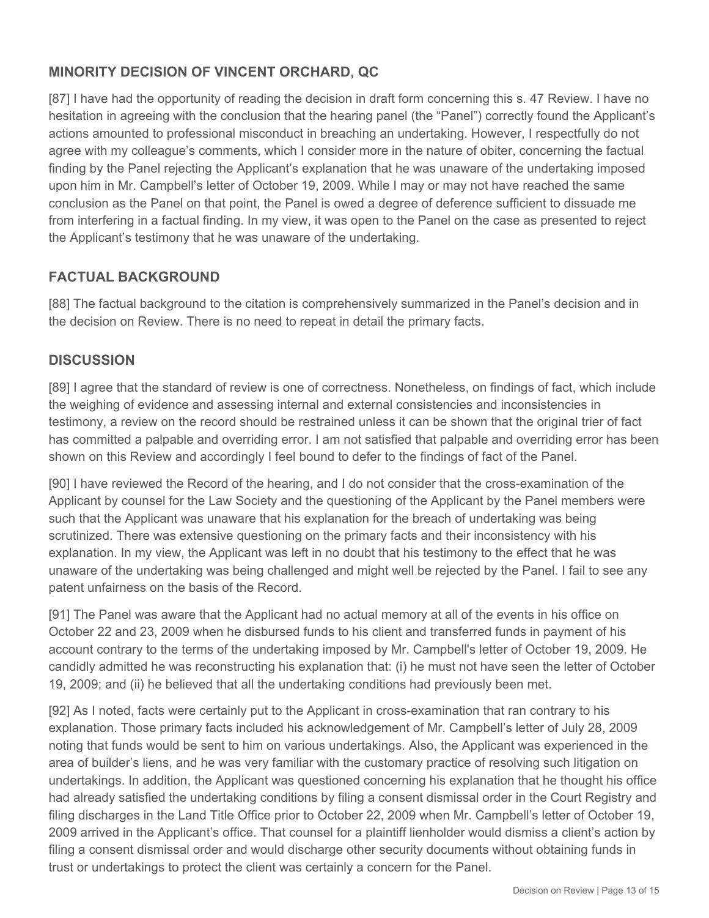## MINORITY DECISION OF VINCENT ORCHARD, QC

[87] I have had the opportunity of reading the decision in draft form concerning this s. 47 Review. I have no hesitation in agreeing with the conclusion that the hearing panel (the "Panel") correctly found the Applicant's actions amounted to professional misconduct in breaching an undertaking. However, I respectfully do not agree with my colleague's comments, which I consider more in the nature of obiter, concerning the factual finding by the Panel rejecting the Applicant's explanation that he was unaware of the undertaking imposed upon him in Mr. Campbell's letter of October 19, 2009. While I may or may not have reached the same conclusion as the Panel on that point, the Panel is owed a degree of deference sufficient to dissuade me from interfering in a factual finding. In my view, it was open to the Panel on the case as presented to reject the Applicant's testimony that he was unaware of the undertaking.

## FACTUAL BACKGROUND

[88] The factual background to the citation is comprehensively summarized in the Panel's decision and in the decision on Review. There is no need to repeat in detail the primary facts.

## DISCUSSION

[89] I agree that the standard of review is one of correctness. Nonetheless, on findings of fact, which include the weighing of evidence and assessing internal and external consistencies and inconsistencies in testimony, a review on the record should be restrained unless it can be shown that the original trier of fact has committed a palpable and overriding error. I am not satisfied that palpable and overriding error has been shown on this Review and accordingly I feel bound to defer to the findings of fact of the Panel.

[90] I have reviewed the Record of the hearing, and I do not consider that the cross-examination of the Applicant by counsel for the Law Society and the questioning of the Applicant by the Panel members were such that the Applicant was unaware that his explanation for the breach of undertaking was being scrutinized. There was extensive questioning on the primary facts and their inconsistency with his explanation. In my view, the Applicant was left in no doubt that his testimony to the effect that he was unaware of the undertaking was being challenged and might well be rejected by the Panel. I fail to see any patent unfairness on the basis of the Record.

[91] The Panel was aware that the Applicant had no actual memory at all of the events in his office on October 22 and 23, 2009 when he disbursed funds to his client and transferred funds in payment of his account contrary to the terms of the undertaking imposed by Mr. Campbell's letter of October 19, 2009. He candidly admitted he was reconstructing his explanation that: (i) he must not have seen the letter of October 19, 2009; and (ii) he believed that all the undertaking conditions had previously been met.

[92] As I noted, facts were certainly put to the Applicant in cross-examination that ran contrary to his explanation. Those primary facts included his acknowledgement of Mr. Campbell's letter of July 28, 2009 noting that funds would be sent to him on various undertakings. Also, the Applicant was experienced in the area of builder's liens, and he was very familiar with the customary practice of resolving such litigation on undertakings. In addition, the Applicant was questioned concerning his explanation that he thought his office had already satisfied the undertaking conditions by filing a consent dismissal order in the Court Registry and filing discharges in the Land Title Office prior to October 22, 2009 when Mr. Campbell's letter of October 19, 2009 arrived in the Applicant's office. That counsel for a plaintiff lienholder would dismiss a client's action by filing a consent dismissal order and would discharge other security documents without obtaining funds in trust or undertakings to protect the client was certainly a concern for the Panel.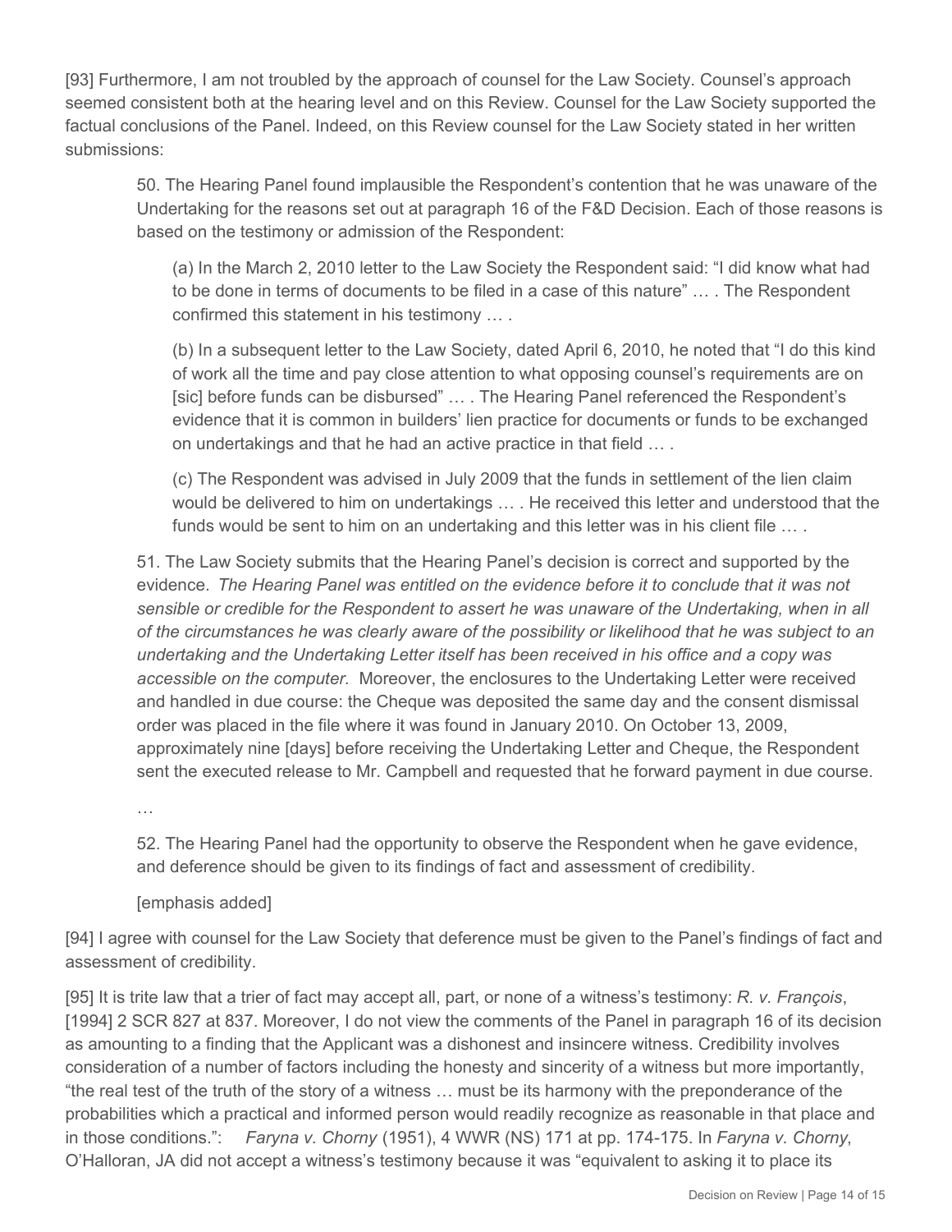[93] Furthermore, I am not troubled by the approach of counsel for the Law Society. Counsel's approach seemed consistent both at the hearing level and on this Review. Counsel for the Law Society supported the factual conclusions of the Panel. Indeed, on this Review counsel for the Law Society stated in her written submissions:

> 50. The Hearing Panel found implausible the Respondent's contention that he was unaware of the Undertaking for the reasons set out at paragraph 16 of the F&D Decision. Each of those reasons is based on the testimony or admission of the Respondent:
>
> > (a) In the March 2, 2010 letter to the Law Society the Respondent said: "I did know what had to be done in terms of documents to be filed in a case of this nature" … . The Respondent confirmed this statement in his testimony … .
> >
> > (b) In a subsequent letter to the Law Society, dated April 6, 2010, he noted that "I do this kind of work all the time and pay close attention to what opposing counsel's requirements are on [sic] before funds can be disbursed" … . The Hearing Panel referenced the Respondent's evidence that it is common in builders' lien practice for documents or funds to be exchanged on undertakings and that he had an active practice in that field … .
> >
> > (c) The Respondent was advised in July 2009 that the funds in settlement of the lien claim would be delivered to him on undertakings … . He received this letter and understood that the funds would be sent to him on an undertaking and this letter was in his client file … .
>
> 51. The Law Society submits that the Hearing Panel's decision is correct and supported by the evidence. *The Hearing Panel was entitled on the evidence before it to conclude that it was not sensible or credible for the Respondent to assert he was unaware of the Undertaking, when in all of the circumstances he was clearly aware of the possibility or likelihood that he was subject to an undertaking and the Undertaking Letter itself has been received in his office and a copy was accessible on the computer.* Moreover, the enclosures to the Undertaking Letter were received and handled in due course: the Cheque was deposited the same day and the consent dismissal order was placed in the file where it was found in January 2010. On October 13, 2009, approximately nine [days] before receiving the Undertaking Letter and Cheque, the Respondent sent the executed release to Mr. Campbell and requested that he forward payment in due course.
>
> …
>
> 52. The Hearing Panel had the opportunity to observe the Respondent when he gave evidence, and deference should be given to its findings of fact and assessment of credibility.
>
> [emphasis added]

[94] I agree with counsel for the Law Society that deference must be given to the Panel's findings of fact and assessment of credibility.

[95] It is trite law that a trier of fact may accept all, part, or none of a witness's testimony: *R. v. François*, [1994] 2 SCR 827 at 837. Moreover, I do not view the comments of the Panel in paragraph 16 of its decision as amounting to a finding that the Applicant was a dishonest and insincere witness. Credibility involves consideration of a number of factors including the honesty and sincerity of a witness but more importantly, "the real test of the truth of the story of a witness … must be its harmony with the preponderance of the probabilities which a practical and informed person would readily recognize as reasonable in that place and in those conditions.": *Faryna v. Chorny* (1951), 4 WWR (NS) 171 at pp. 174-175. In *Faryna v. Chorny*, O'Halloran, JA did not accept a witness's testimony because it was "equivalent to asking it to place its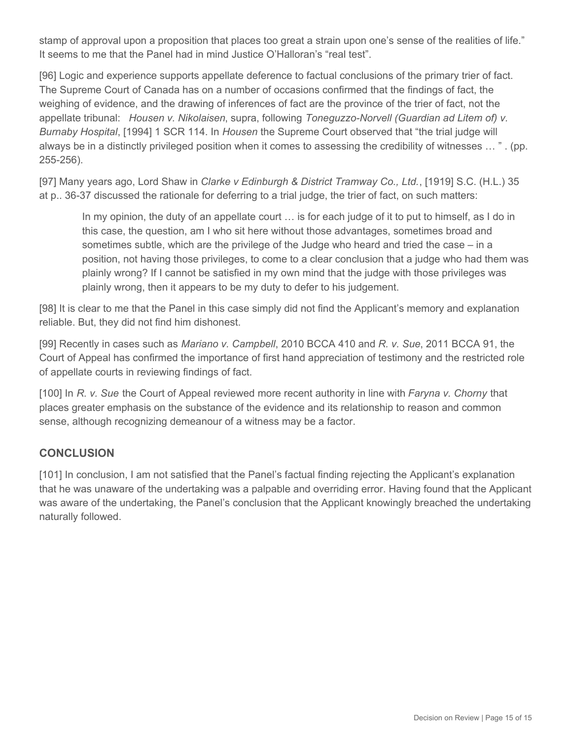stamp of approval upon a proposition that places too great a strain upon one's sense of the realities of life." It seems to me that the Panel had in mind Justice O'Halloran's "real test".

[96] Logic and experience supports appellate deference to factual conclusions of the primary trier of fact. The Supreme Court of Canada has on a number of occasions confirmed that the findings of fact, the weighing of evidence, and the drawing of inferences of fact are the province of the trier of fact, not the appellate tribunal: *Housen v. Nikolaisen*, supra, following *Toneguzzo-Norvell (Guardian ad Litem of) v. Burnaby Hospital*, [1994] 1 SCR 114. In *Housen* the Supreme Court observed that "the trial judge will always be in a distinctly privileged position when it comes to assessing the credibility of witnesses … " . (pp. 255-256).

[97] Many years ago, Lord Shaw in *Clarke v Edinburgh & District Tramway Co., Ltd.*, [1919] S.C. (H.L.) 35 at p.. 36-37 discussed the rationale for deferring to a trial judge, the trier of fact, on such matters:

> In my opinion, the duty of an appellate court … is for each judge of it to put to himself, as I do in this case, the question, am I who sit here without those advantages, sometimes broad and sometimes subtle, which are the privilege of the Judge who heard and tried the case – in a position, not having those privileges, to come to a clear conclusion that a judge who had them was plainly wrong? If I cannot be satisfied in my own mind that the judge with those privileges was plainly wrong, then it appears to be my duty to defer to his judgement.

[98] It is clear to me that the Panel in this case simply did not find the Applicant's memory and explanation reliable. But, they did not find him dishonest.

[99] Recently in cases such as *Mariano v. Campbell*, 2010 BCCA 410 and *R. v. Sue*, 2011 BCCA 91, the Court of Appeal has confirmed the importance of first hand appreciation of testimony and the restricted role of appellate courts in reviewing findings of fact.

[100] In *R. v. Sue* the Court of Appeal reviewed more recent authority in line with *Faryna v. Chorny* that places greater emphasis on the substance of the evidence and its relationship to reason and common sense, although recognizing demeanour of a witness may be a factor.

## CONCLUSION

[101] In conclusion, I am not satisfied that the Panel's factual finding rejecting the Applicant's explanation that he was unaware of the undertaking was a palpable and overriding error. Having found that the Applicant was aware of the undertaking, the Panel's conclusion that the Applicant knowingly breached the undertaking naturally followed.